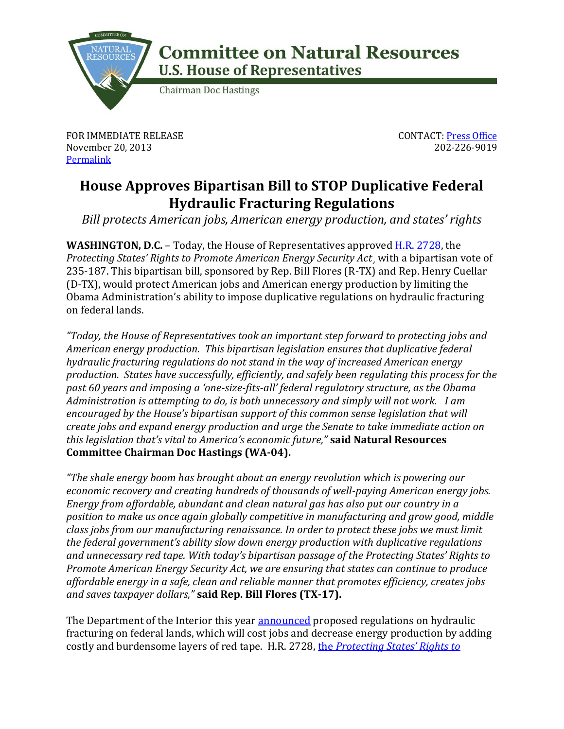# Committee on Natural Resources
## U.S. House of Representatives

Chairman Doc Hastings

FOR IMMEDIATE RELEASE
November 20, 2013
[Permalink]

CONTACT: [Press Office]
202-226-9019

# House Approves Bipartisan Bill to STOP Duplicative Federal Hydraulic Fracturing Regulations

*Bill protects American jobs, American energy production, and states' rights*

**WASHINGTON, D.C.** – Today, the House of Representatives approved [H.R. 2728], the *Protecting States' Rights to Promote American Energy Security Act*, with a bipartisan vote of 235-187. This bipartisan bill, sponsored by Rep. Bill Flores (R-TX) and Rep. Henry Cuellar (D-TX), would protect American jobs and American energy production by limiting the Obama Administration's ability to impose duplicative regulations on hydraulic fracturing on federal lands.

*"Today, the House of Representatives took an important step forward to protecting jobs and American energy production. This bipartisan legislation ensures that duplicative federal hydraulic fracturing regulations do not stand in the way of increased American energy production. States have successfully, efficiently, and safely been regulating this process for the past 60 years and imposing a 'one-size-fits-all' federal regulatory structure, as the Obama Administration is attempting to do, is both unnecessary and simply will not work. I am encouraged by the House's bipartisan support of this common sense legislation that will create jobs and expand energy production and urge the Senate to take immediate action on this legislation that's vital to America's economic future,"* **said Natural Resources Committee Chairman Doc Hastings (WA-04).**

*"The shale energy boom has brought about an energy revolution which is powering our economic recovery and creating hundreds of thousands of well-paying American energy jobs. Energy from affordable, abundant and clean natural gas has also put our country in a position to make us once again globally competitive in manufacturing and grow good, middle class jobs from our manufacturing renaissance. In order to protect these jobs we must limit the federal government's ability slow down energy production with duplicative regulations and unnecessary red tape. With today's bipartisan passage of the Protecting States' Rights to Promote American Energy Security Act, we are ensuring that states can continue to produce affordable energy in a safe, clean and reliable manner that promotes efficiency, creates jobs and saves taxpayer dollars,"* **said Rep. Bill Flores (TX-17).**

The Department of the Interior this year [announced] proposed regulations on hydraulic fracturing on federal lands, which will cost jobs and decrease energy production by adding costly and burdensome layers of red tape. H.R. 2728, [the *Protecting States' Rights to*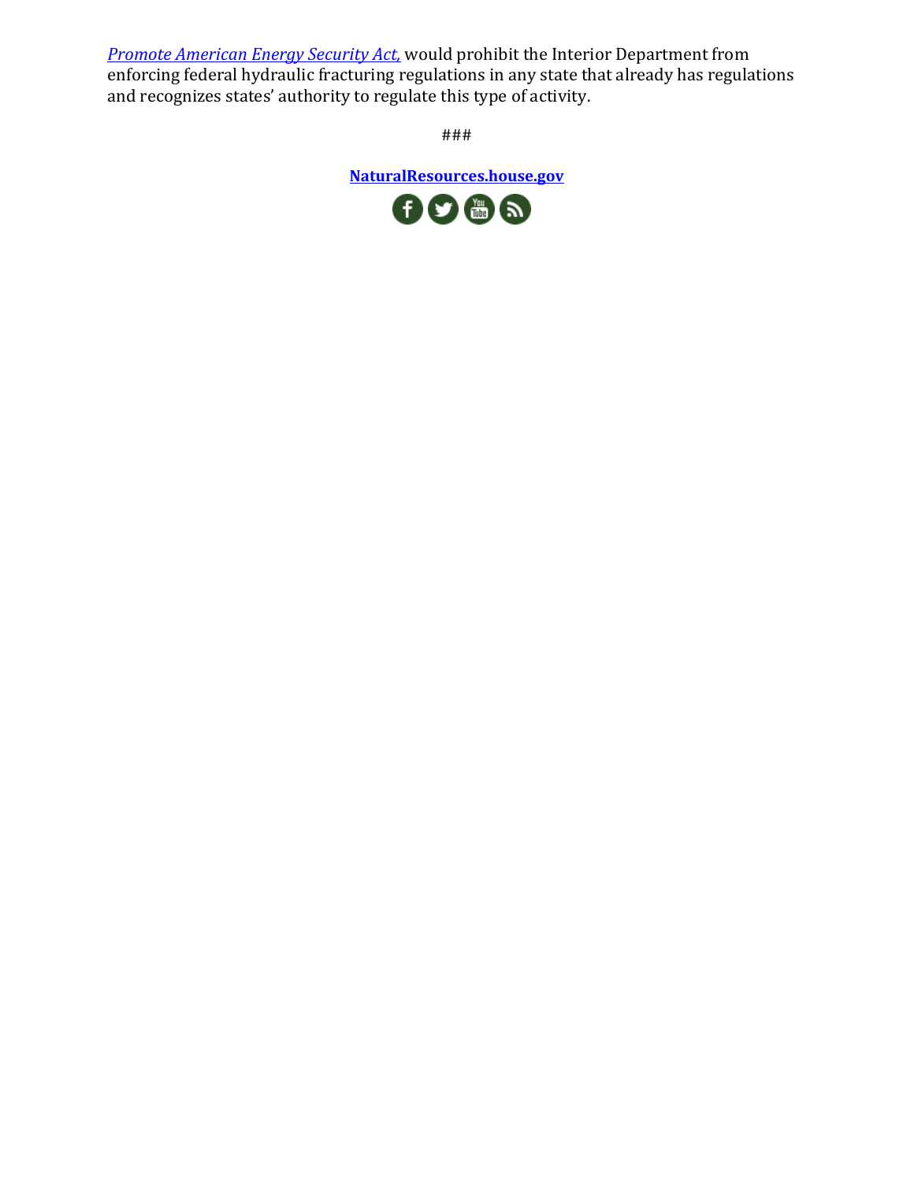*Promote American Energy Security Act,* would prohibit the Interior Department from enforcing federal hydraulic fracturing regulations in any state that already has regulations and recognizes states' authority to regulate this type of activity.

###

**NaturalResources.house.gov**